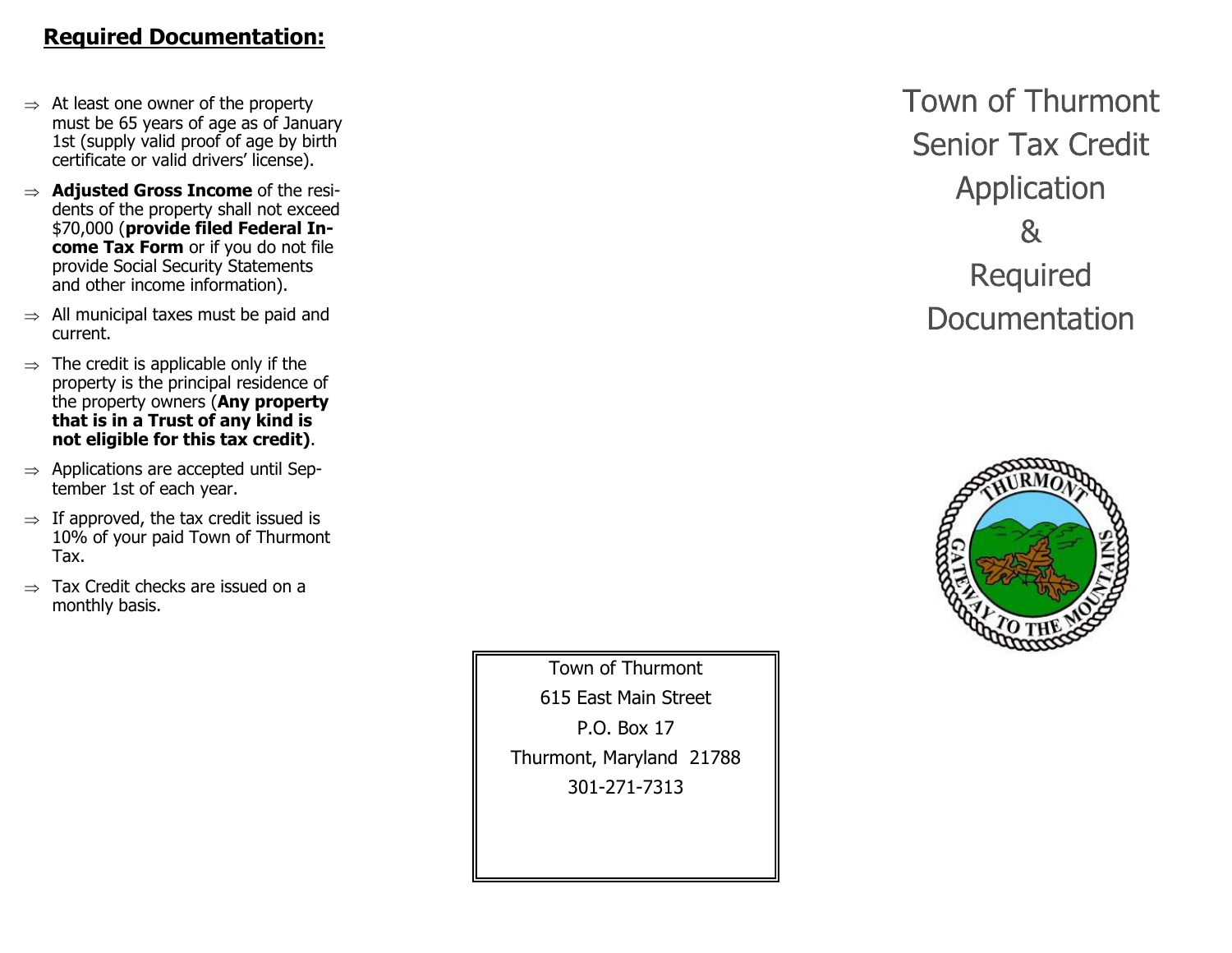## Required Documentation:

- At least one owner of the property must be 65 years of age as of January 1st (supply valid proof of age by birth certificate or valid drivers' license).
- **Adjusted Gross Income** of the residents of the property shall not exceed $70,000 (**provide filed Federal Income Tax Form** or if you do not file provide Social Security Statements and other income information).
- All municipal taxes must be paid and current.
- The credit is applicable only if the property is the principal residence of the property owners (**Any property that is in a Trust of any kind is not eligible for this tax credit)**.
- Applications are accepted until September 1st of each year.
- If approved, the tax credit issued is 10% of your paid Town of Thurmont Tax.
- Tax Credit checks are issued on a monthly basis.

Town of Thurmont
615 East Main Street
P.O. Box 17
Thurmont, Maryland 21788
301-271-7313

# Town of Thurmont Senior Tax Credit Application & Required Documentation

THURMONT
GATEWAY TO THE MOUNTAINS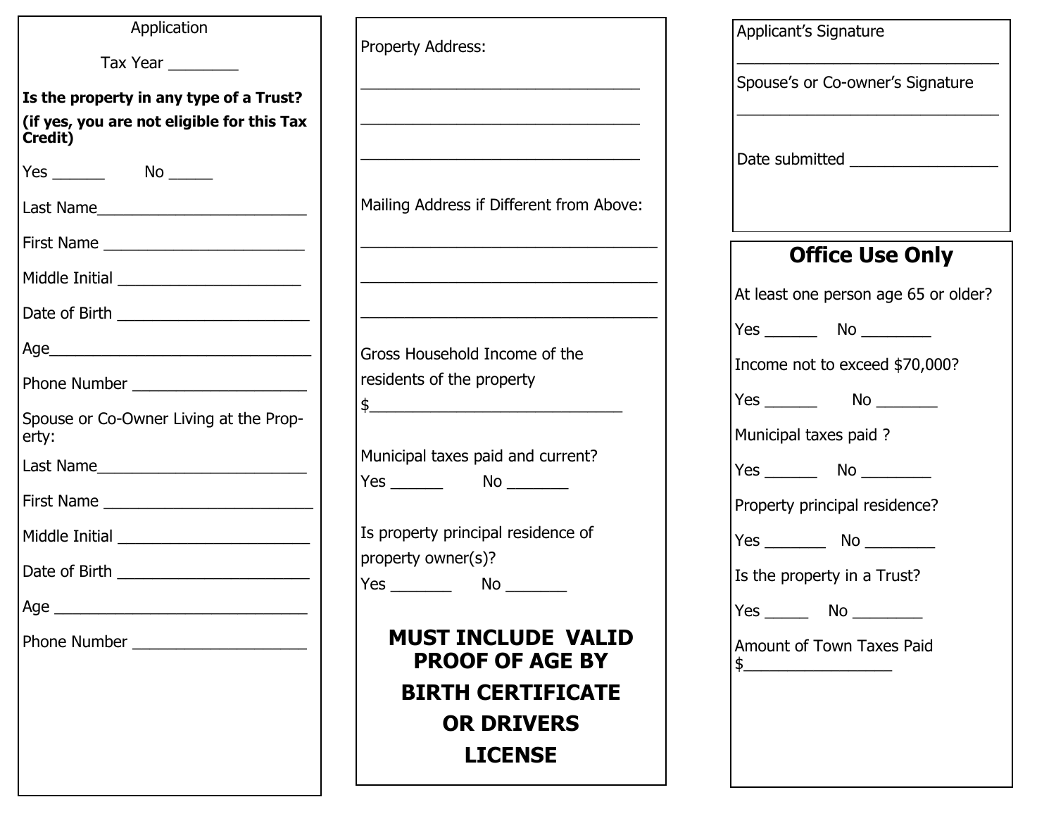Application

Tax Year ________

**Is the property in any type of a Trust?**

**(if yes, you are not eligible for this Tax Credit)**

Yes ______ No _____

Last Name________________________

First Name _______________________

Middle Initial _____________________

Date of Birth ______________________

Age______________________________

Phone Number ____________________

Spouse or Co-Owner Living at the Property:

Last Name________________________

First Name _______________________

Middle Initial _____________________

Date of Birth ______________________

Age _____________________________

Phone Number ____________________

Property Address:

________________________________

________________________________

________________________________

Mailing Address if Different from Above:

________________________________

________________________________

________________________________

Gross Household Income of the residents of the property

$____________________________

Municipal taxes paid and current?

Yes ______ No _______

Is property principal residence of property owner(s)?

Yes _______ No _______

**MUST INCLUDE VALID PROOF OF AGE BY BIRTH CERTIFICATE OR DRIVERS LICENSE**

Applicant's Signature

________________________________

Spouse's or Co-owner's Signature

________________________________

Date submitted ________________

## Office Use Only

At least one person age 65 or older?

Yes ______ No ________

Income not to exceed $70,000?

Yes ______ No _______

Municipal taxes paid ?

Yes ______ No ________

Property principal residence?

Yes _______ No ________

Is the property in a Trust?

Yes _____ No ________

Amount of Town Taxes Paid

$_________________